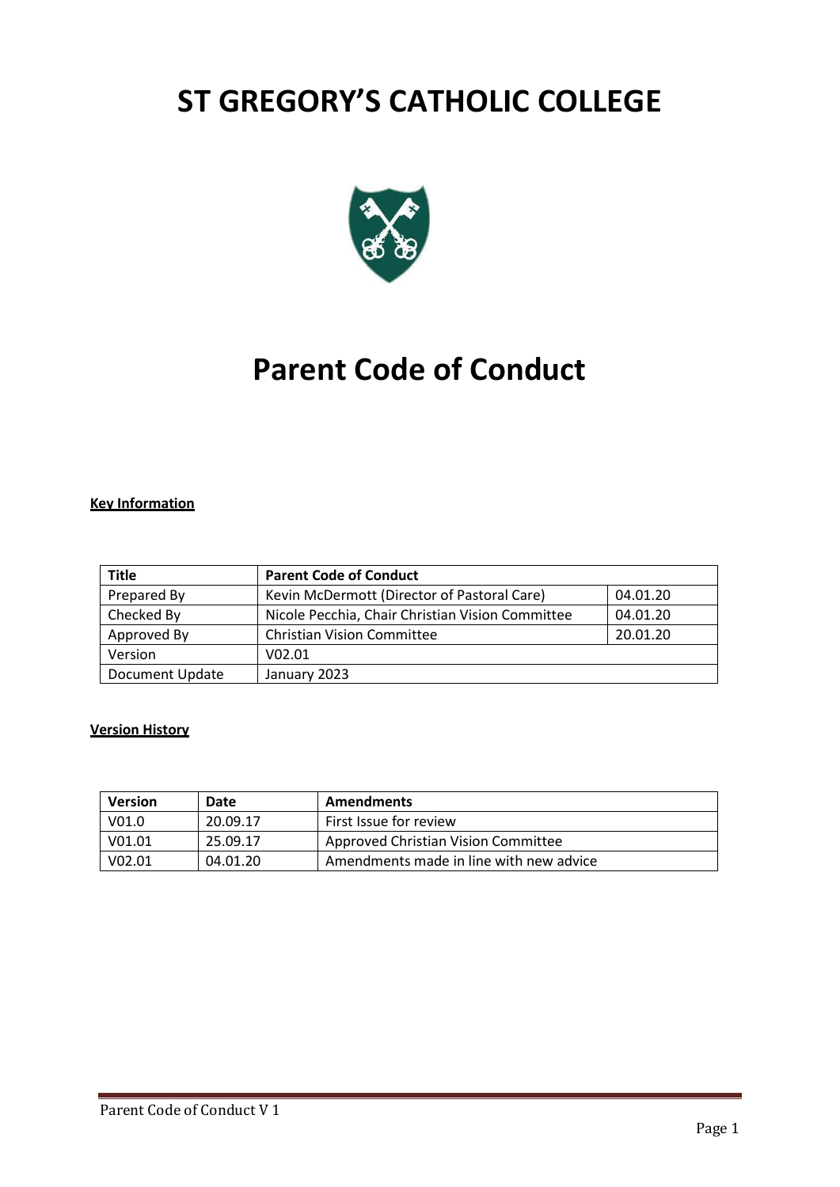# ST GREGORY'S CATHOLIC COLLEGE

# Parent Code of Conduct

**Key Information**

| Title | Parent Code of Conduct | |
|---|---|---|
| Prepared By | Kevin McDermott (Director of Pastoral Care) | 04.01.20 |
| Checked By | Nicole Pecchia, Chair Christian Vision Committee | 04.01.20 |
| Approved By | Christian Vision Committee | 20.01.20 |
| Version | V02.01 | |
| Document Update | January 2023 | |

**Version History**

| Version | Date | Amendments |
|---|---|---|
| V01.0 | 20.09.17 | First Issue for review |
| V01.01 | 25.09.17 | Approved Christian Vision Committee |
| V02.01 | 04.01.20 | Amendments made in line with new advice |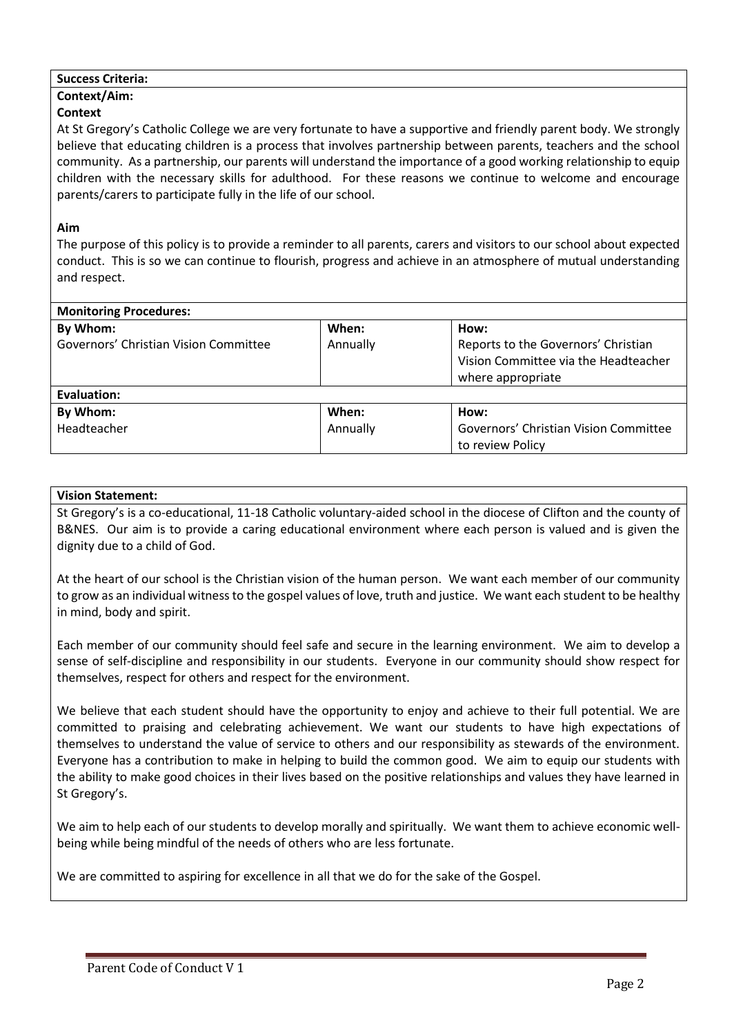**Success Criteria:**

**Context/Aim:**

**Context**

At St Gregory's Catholic College we are very fortunate to have a supportive and friendly parent body. We strongly believe that educating children is a process that involves partnership between parents, teachers and the school community. As a partnership, our parents will understand the importance of a good working relationship to equip children with the necessary skills for adulthood. For these reasons we continue to welcome and encourage parents/carers to participate fully in the life of our school.

**Aim**

The purpose of this policy is to provide a reminder to all parents, carers and visitors to our school about expected conduct. This is so we can continue to flourish, progress and achieve in an atmosphere of mutual understanding and respect.

| **Monitoring Procedures:** | | |
|---|---|---|
| **By Whom:** | **When:** | **How:** |
| Governors' Christian Vision Committee | Annually | Reports to the Governors' Christian Vision Committee via the Headteacher where appropriate |
| **Evaluation:** | | |
| **By Whom:** | **When:** | **How:** |
| Headteacher | Annually | Governors' Christian Vision Committee to review Policy |

**Vision Statement:**

St Gregory's is a co-educational, 11-18 Catholic voluntary-aided school in the diocese of Clifton and the county of B&NES. Our aim is to provide a caring educational environment where each person is valued and is given the dignity due to a child of God.

At the heart of our school is the Christian vision of the human person. We want each member of our community to grow as an individual witness to the gospel values of love, truth and justice. We want each student to be healthy in mind, body and spirit.

Each member of our community should feel safe and secure in the learning environment. We aim to develop a sense of self-discipline and responsibility in our students. Everyone in our community should show respect for themselves, respect for others and respect for the environment.

We believe that each student should have the opportunity to enjoy and achieve to their full potential. We are committed to praising and celebrating achievement. We want our students to have high expectations of themselves to understand the value of service to others and our responsibility as stewards of the environment. Everyone has a contribution to make in helping to build the common good. We aim to equip our students with the ability to make good choices in their lives based on the positive relationships and values they have learned in St Gregory's.

We aim to help each of our students to develop morally and spiritually. We want them to achieve economic well-being while being mindful of the needs of others who are less fortunate.

We are committed to aspiring for excellence in all that we do for the sake of the Gospel.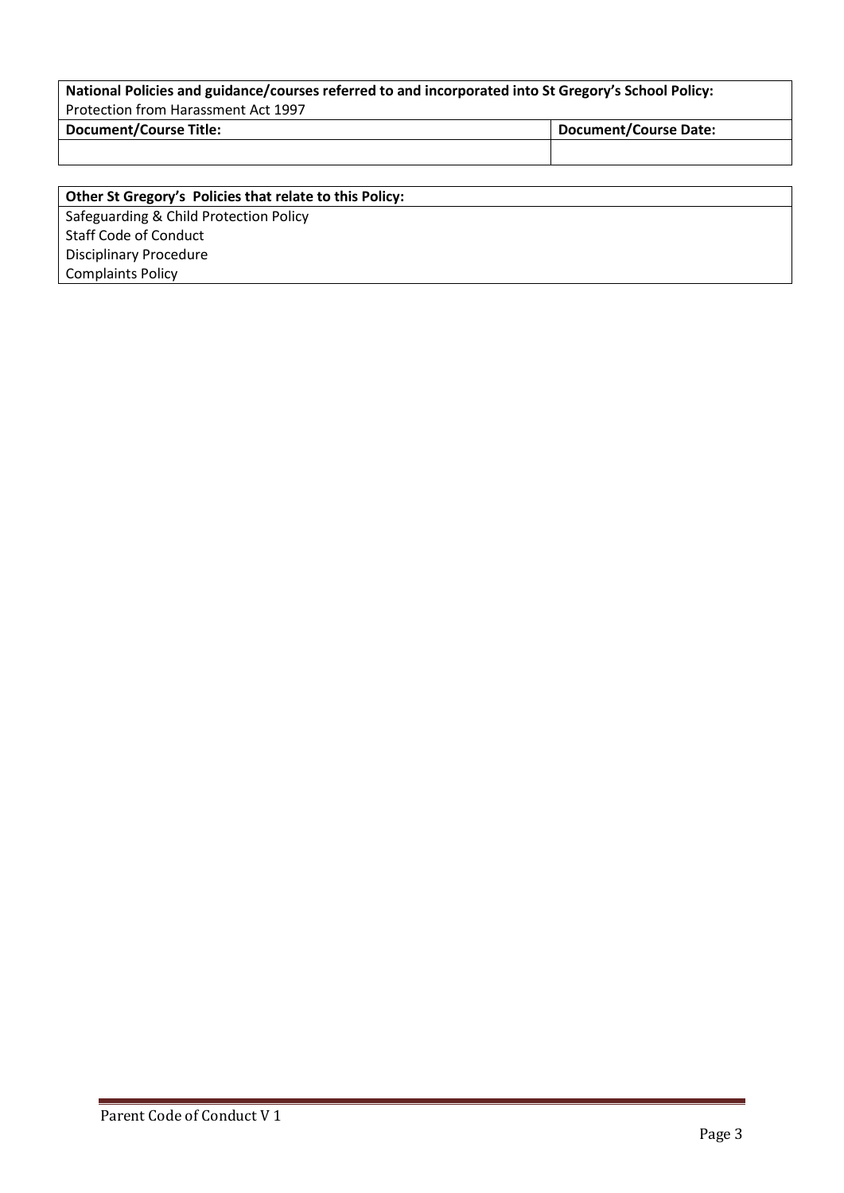| National Policies and guidance/courses referred to and incorporated into St Gregory's School Policy:<br>Protection from Harassment Act 1997 | |
|---|---|
| **Document/Course Title:** | **Document/Course Date:** |
| | |

| **Other St Gregory's Policies that relate to this Policy:** |
|---|
| Safeguarding & Child Protection Policy<br>Staff Code of Conduct<br>Disciplinary Procedure<br>Complaints Policy |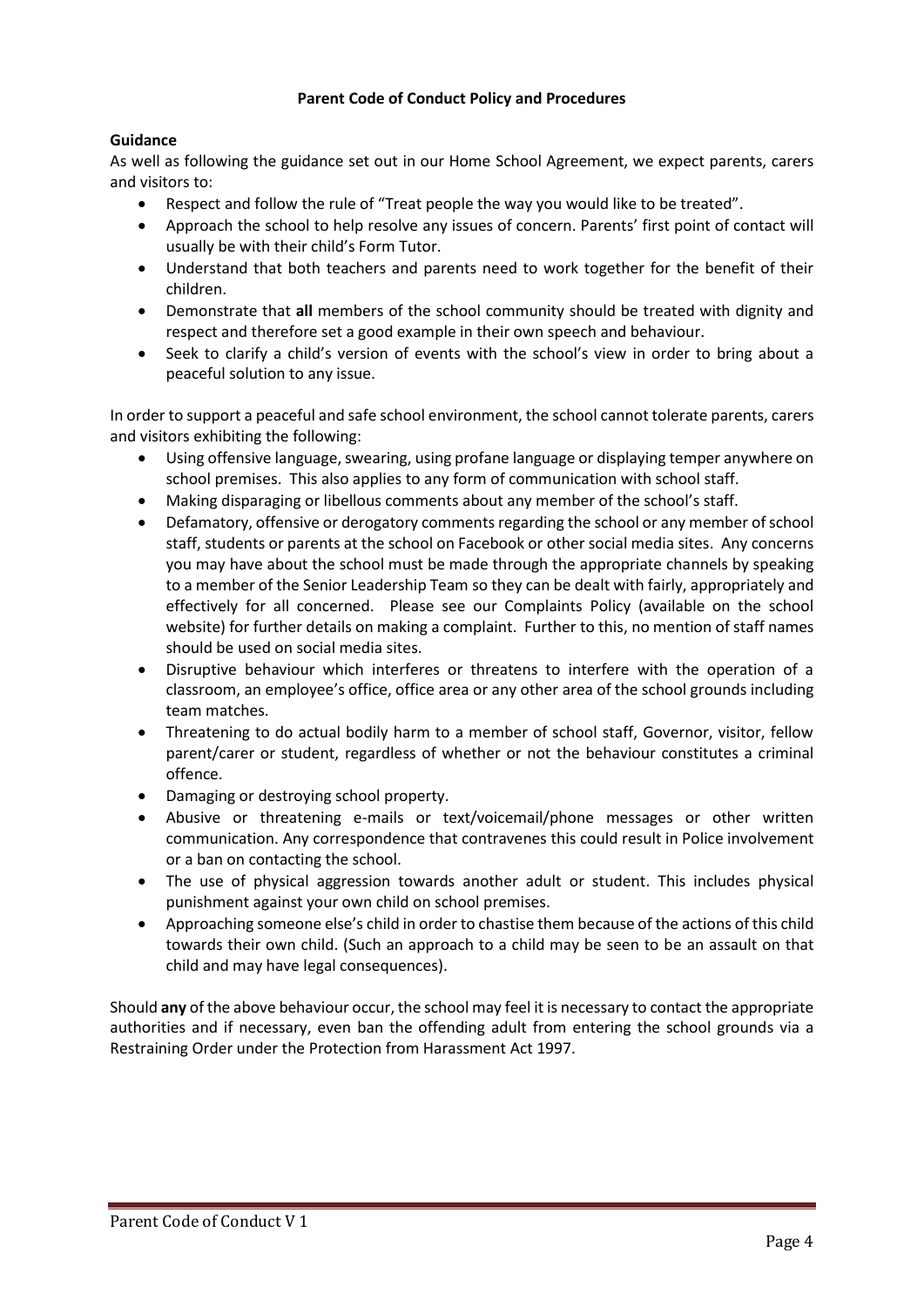**Parent Code of Conduct Policy and Procedures**

**Guidance**

As well as following the guidance set out in our Home School Agreement, we expect parents, carers and visitors to:

- Respect and follow the rule of "Treat people the way you would like to be treated".
- Approach the school to help resolve any issues of concern. Parents' first point of contact will usually be with their child's Form Tutor.
- Understand that both teachers and parents need to work together for the benefit of their children.
- Demonstrate that **all** members of the school community should be treated with dignity and respect and therefore set a good example in their own speech and behaviour.
- Seek to clarify a child's version of events with the school's view in order to bring about a peaceful solution to any issue.

In order to support a peaceful and safe school environment, the school cannot tolerate parents, carers and visitors exhibiting the following:

- Using offensive language, swearing, using profane language or displaying temper anywhere on school premises. This also applies to any form of communication with school staff.
- Making disparaging or libellous comments about any member of the school's staff.
- Defamatory, offensive or derogatory comments regarding the school or any member of school staff, students or parents at the school on Facebook or other social media sites. Any concerns you may have about the school must be made through the appropriate channels by speaking to a member of the Senior Leadership Team so they can be dealt with fairly, appropriately and effectively for all concerned. Please see our Complaints Policy (available on the school website) for further details on making a complaint. Further to this, no mention of staff names should be used on social media sites.
- Disruptive behaviour which interferes or threatens to interfere with the operation of a classroom, an employee's office, office area or any other area of the school grounds including team matches.
- Threatening to do actual bodily harm to a member of school staff, Governor, visitor, fellow parent/carer or student, regardless of whether or not the behaviour constitutes a criminal offence.
- Damaging or destroying school property.
- Abusive or threatening e-mails or text/voicemail/phone messages or other written communication. Any correspondence that contravenes this could result in Police involvement or a ban on contacting the school.
- The use of physical aggression towards another adult or student. This includes physical punishment against your own child on school premises.
- Approaching someone else's child in order to chastise them because of the actions of this child towards their own child. (Such an approach to a child may be seen to be an assault on that child and may have legal consequences).

Should **any** of the above behaviour occur, the school may feel it is necessary to contact the appropriate authorities and if necessary, even ban the offending adult from entering the school grounds via a Restraining Order under the Protection from Harassment Act 1997.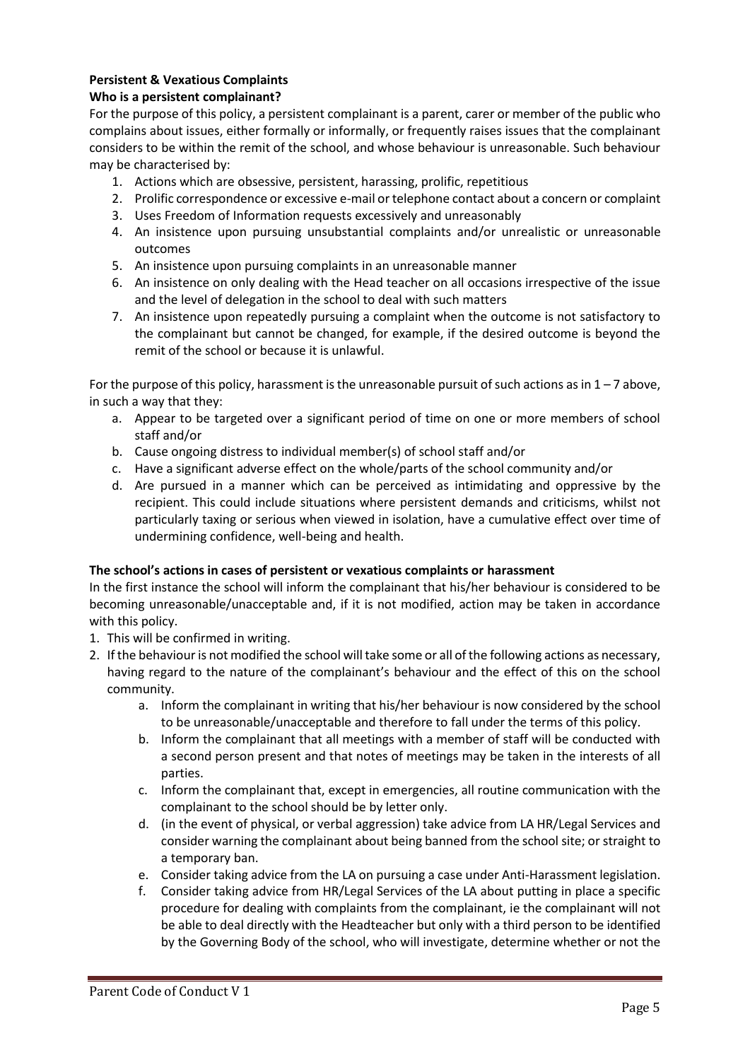**Persistent & Vexatious Complaints**

**Who is a persistent complainant?**

For the purpose of this policy, a persistent complainant is a parent, carer or member of the public who complains about issues, either formally or informally, or frequently raises issues that the complainant considers to be within the remit of the school, and whose behaviour is unreasonable. Such behaviour may be characterised by:

1. Actions which are obsessive, persistent, harassing, prolific, repetitious
2. Prolific correspondence or excessive e-mail or telephone contact about a concern or complaint
3. Uses Freedom of Information requests excessively and unreasonably
4. An insistence upon pursuing unsubstantial complaints and/or unrealistic or unreasonable outcomes
5. An insistence upon pursuing complaints in an unreasonable manner
6. An insistence on only dealing with the Head teacher on all occasions irrespective of the issue and the level of delegation in the school to deal with such matters
7. An insistence upon repeatedly pursuing a complaint when the outcome is not satisfactory to the complainant but cannot be changed, for example, if the desired outcome is beyond the remit of the school or because it is unlawful.

For the purpose of this policy, harassment is the unreasonable pursuit of such actions as in 1 – 7 above, in such a way that they:

a. Appear to be targeted over a significant period of time on one or more members of school staff and/or
b. Cause ongoing distress to individual member(s) of school staff and/or
c. Have a significant adverse effect on the whole/parts of the school community and/or
d. Are pursued in a manner which can be perceived as intimidating and oppressive by the recipient. This could include situations where persistent demands and criticisms, whilst not particularly taxing or serious when viewed in isolation, have a cumulative effect over time of undermining confidence, well-being and health.

**The school's actions in cases of persistent or vexatious complaints or harassment**

In the first instance the school will inform the complainant that his/her behaviour is considered to be becoming unreasonable/unacceptable and, if it is not modified, action may be taken in accordance with this policy.

1. This will be confirmed in writing.
2. If the behaviour is not modified the school will take some or all of the following actions as necessary, having regard to the nature of the complainant's behaviour and the effect of this on the school community.
    a. Inform the complainant in writing that his/her behaviour is now considered by the school to be unreasonable/unacceptable and therefore to fall under the terms of this policy.
    b. Inform the complainant that all meetings with a member of staff will be conducted with a second person present and that notes of meetings may be taken in the interests of all parties.
    c. Inform the complainant that, except in emergencies, all routine communication with the complainant to the school should be by letter only.
    d. (in the event of physical, or verbal aggression) take advice from LA HR/Legal Services and consider warning the complainant about being banned from the school site; or straight to a temporary ban.
    e. Consider taking advice from the LA on pursuing a case under Anti-Harassment legislation.
    f. Consider taking advice from HR/Legal Services of the LA about putting in place a specific procedure for dealing with complaints from the complainant, ie the complainant will not be able to deal directly with the Headteacher but only with a third person to be identified by the Governing Body of the school, who will investigate, determine whether or not the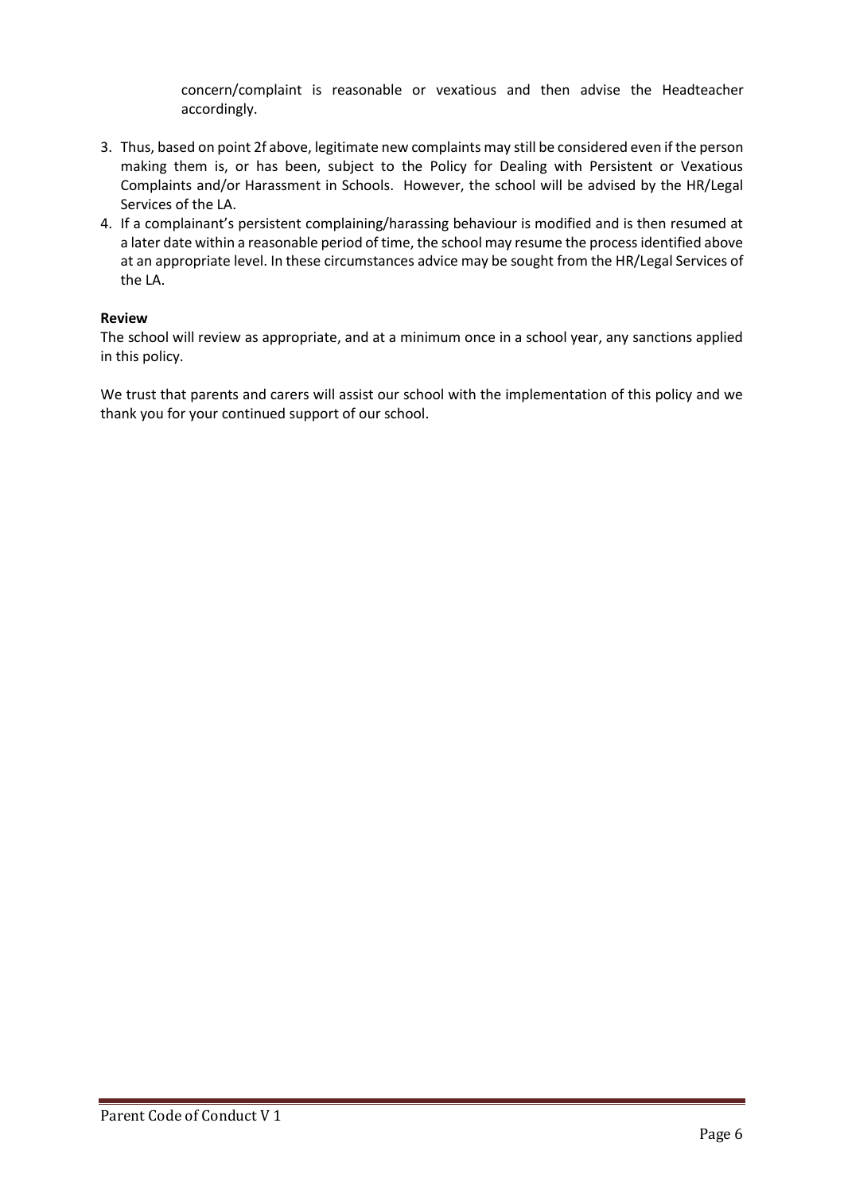concern/complaint is reasonable or vexatious and then advise the Headteacher accordingly.

3. Thus, based on point 2f above, legitimate new complaints may still be considered even if the person making them is, or has been, subject to the Policy for Dealing with Persistent or Vexatious Complaints and/or Harassment in Schools. However, the school will be advised by the HR/Legal Services of the LA.
4. If a complainant's persistent complaining/harassing behaviour is modified and is then resumed at a later date within a reasonable period of time, the school may resume the process identified above at an appropriate level. In these circumstances advice may be sought from the HR/Legal Services of the LA.

**Review**

The school will review as appropriate, and at a minimum once in a school year, any sanctions applied in this policy.

We trust that parents and carers will assist our school with the implementation of this policy and we thank you for your continued support of our school.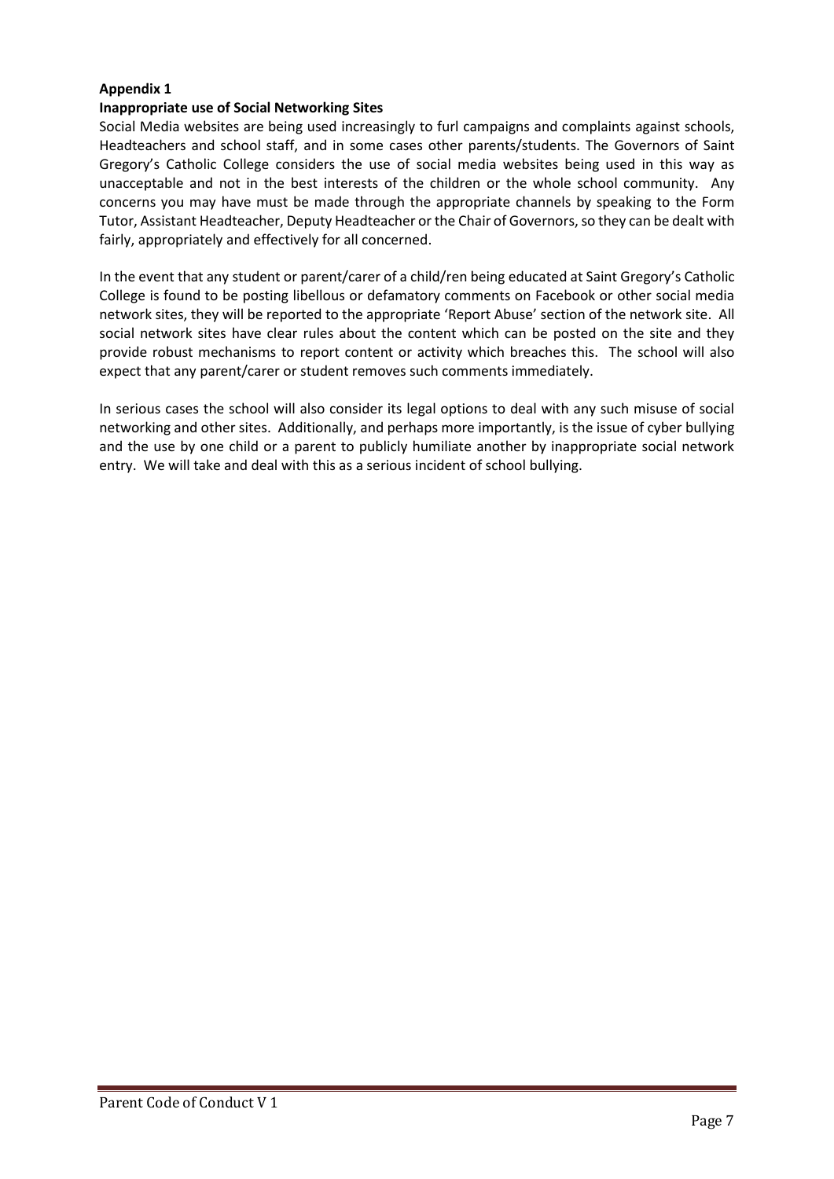**Appendix 1**

**Inappropriate use of Social Networking Sites**

Social Media websites are being used increasingly to furl campaigns and complaints against schools, Headteachers and school staff, and in some cases other parents/students. The Governors of Saint Gregory's Catholic College considers the use of social media websites being used in this way as unacceptable and not in the best interests of the children or the whole school community. Any concerns you may have must be made through the appropriate channels by speaking to the Form Tutor, Assistant Headteacher, Deputy Headteacher or the Chair of Governors, so they can be dealt with fairly, appropriately and effectively for all concerned.

In the event that any student or parent/carer of a child/ren being educated at Saint Gregory's Catholic College is found to be posting libellous or defamatory comments on Facebook or other social media network sites, they will be reported to the appropriate 'Report Abuse' section of the network site. All social network sites have clear rules about the content which can be posted on the site and they provide robust mechanisms to report content or activity which breaches this. The school will also expect that any parent/carer or student removes such comments immediately.

In serious cases the school will also consider its legal options to deal with any such misuse of social networking and other sites. Additionally, and perhaps more importantly, is the issue of cyber bullying and the use by one child or a parent to publicly humiliate another by inappropriate social network entry. We will take and deal with this as a serious incident of school bullying.